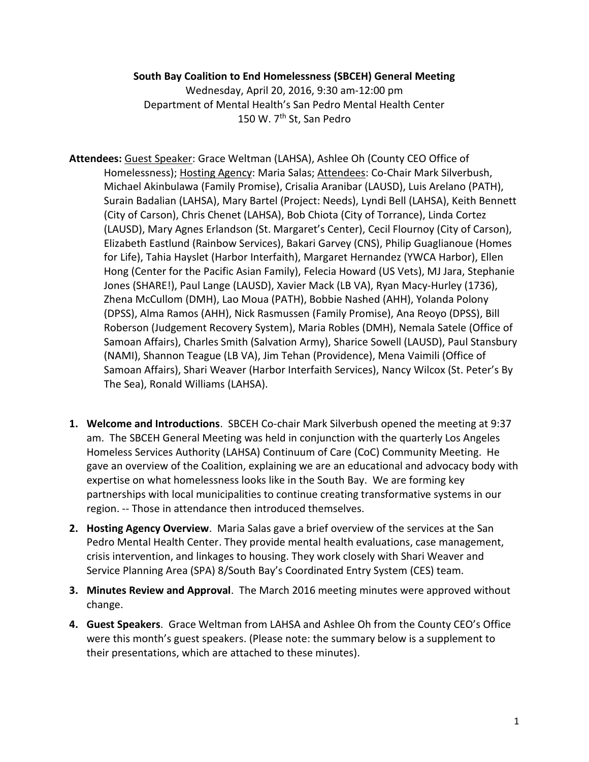**South Bay Coalition to End Homelessness (SBCEH) General Meeting**

Wednesday, April 20, 2016, 9:30 am-12:00 pm

Department of Mental Health's San Pedro Mental Health Center

150 W. 7th St, San Pedro

**Attendees:** Guest Speaker: Grace Weltman (LAHSA), Ashlee Oh (County CEO Office of Homelessness); Hosting Agency: Maria Salas; Attendees: Co-Chair Mark Silverbush, Michael Akinbulawa (Family Promise), Crisalia Aranibar (LAUSD), Luis Arelano (PATH), Surain Badalian (LAHSA), Mary Bartel (Project: Needs), Lyndi Bell (LAHSA), Keith Bennett (City of Carson), Chris Chenet (LAHSA), Bob Chiota (City of Torrance), Linda Cortez (LAUSD), Mary Agnes Erlandson (St. Margaret's Center), Cecil Flournoy (City of Carson), Elizabeth Eastlund (Rainbow Services), Bakari Garvey (CNS), Philip Guaglianoue (Homes for Life), Tahia Hayslet (Harbor Interfaith), Margaret Hernandez (YWCA Harbor), Ellen Hong (Center for the Pacific Asian Family), Felecia Howard (US Vets), MJ Jara, Stephanie Jones (SHARE!), Paul Lange (LAUSD), Xavier Mack (LB VA), Ryan Macy-Hurley (1736), Zhena McCullom (DMH), Lao Moua (PATH), Bobbie Nashed (AHH), Yolanda Polony (DPSS), Alma Ramos (AHH), Nick Rasmussen (Family Promise), Ana Reoyo (DPSS), Bill Roberson (Judgement Recovery System), Maria Robles (DMH), Nemala Satele (Office of Samoan Affairs), Charles Smith (Salvation Army), Sharice Sowell (LAUSD), Paul Stansbury (NAMI), Shannon Teague (LB VA), Jim Tehan (Providence), Mena Vaimili (Office of Samoan Affairs), Shari Weaver (Harbor Interfaith Services), Nancy Wilcox (St. Peter's By The Sea), Ronald Williams (LAHSA).

1. **Welcome and Introductions**. SBCEH Co-chair Mark Silverbush opened the meeting at 9:37 am. The SBCEH General Meeting was held in conjunction with the quarterly Los Angeles Homeless Services Authority (LAHSA) Continuum of Care (CoC) Community Meeting. He gave an overview of the Coalition, explaining we are an educational and advocacy body with expertise on what homelessness looks like in the South Bay. We are forming key partnerships with local municipalities to continue creating transformative systems in our region. -- Those in attendance then introduced themselves.

2. **Hosting Agency Overview**. Maria Salas gave a brief overview of the services at the San Pedro Mental Health Center. They provide mental health evaluations, case management, crisis intervention, and linkages to housing. They work closely with Shari Weaver and Service Planning Area (SPA) 8/South Bay's Coordinated Entry System (CES) team.

3. **Minutes Review and Approval**. The March 2016 meeting minutes were approved without change.

4. **Guest Speakers**. Grace Weltman from LAHSA and Ashlee Oh from the County CEO's Office were this month's guest speakers. (Please note: the summary below is a supplement to their presentations, which are attached to these minutes).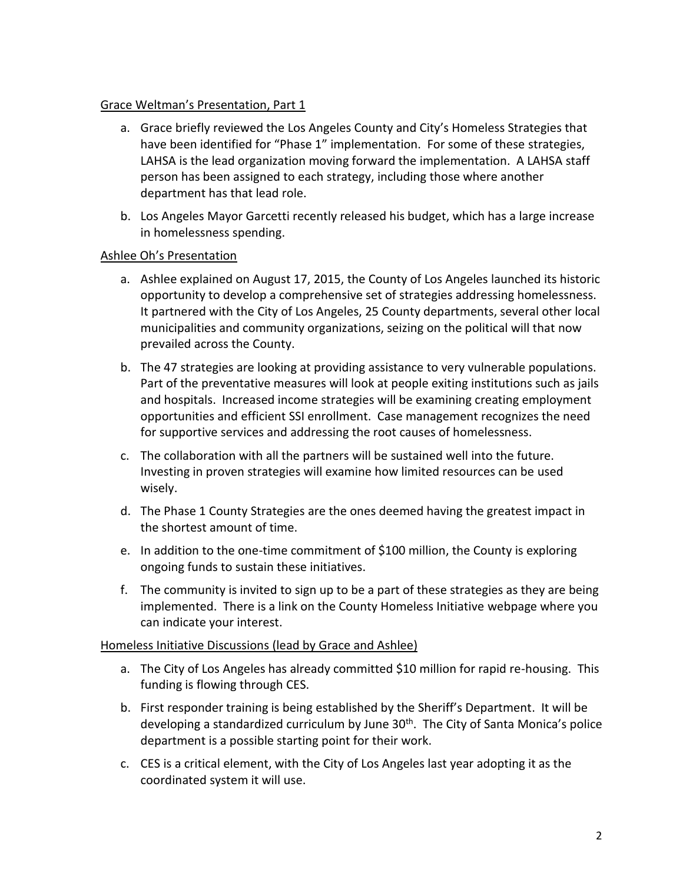Grace Weltman's Presentation, Part 1

a. Grace briefly reviewed the Los Angeles County and City's Homeless Strategies that have been identified for "Phase 1" implementation. For some of these strategies, LAHSA is the lead organization moving forward the implementation. A LAHSA staff person has been assigned to each strategy, including those where another department has that lead role.

b. Los Angeles Mayor Garcetti recently released his budget, which has a large increase in homelessness spending.

Ashlee Oh's Presentation

a. Ashlee explained on August 17, 2015, the County of Los Angeles launched its historic opportunity to develop a comprehensive set of strategies addressing homelessness. It partnered with the City of Los Angeles, 25 County departments, several other local municipalities and community organizations, seizing on the political will that now prevailed across the County.

b. The 47 strategies are looking at providing assistance to very vulnerable populations. Part of the preventative measures will look at people exiting institutions such as jails and hospitals. Increased income strategies will be examining creating employment opportunities and efficient SSI enrollment. Case management recognizes the need for supportive services and addressing the root causes of homelessness.

c. The collaboration with all the partners will be sustained well into the future. Investing in proven strategies will examine how limited resources can be used wisely.

d. The Phase 1 County Strategies are the ones deemed having the greatest impact in the shortest amount of time.

e. In addition to the one-time commitment of $100 million, the County is exploring ongoing funds to sustain these initiatives.

f. The community is invited to sign up to be a part of these strategies as they are being implemented. There is a link on the County Homeless Initiative webpage where you can indicate your interest.

Homeless Initiative Discussions (lead by Grace and Ashlee)

a. The City of Los Angeles has already committed $10 million for rapid re-housing. This funding is flowing through CES.

b. First responder training is being established by the Sheriff's Department. It will be developing a standardized curriculum by June 30th. The City of Santa Monica's police department is a possible starting point for their work.

c. CES is a critical element, with the City of Los Angeles last year adopting it as the coordinated system it will use.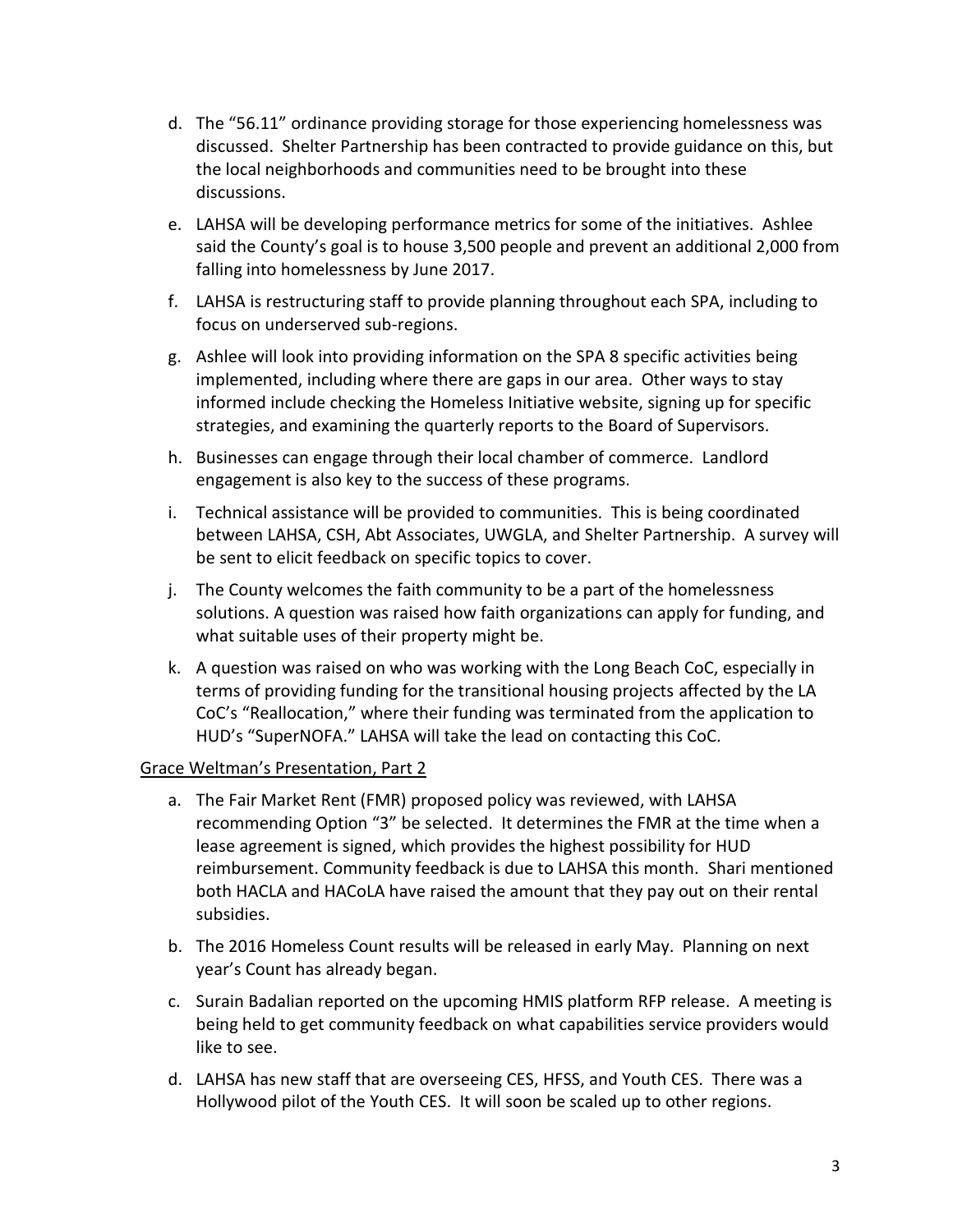d. The "56.11" ordinance providing storage for those experiencing homelessness was discussed. Shelter Partnership has been contracted to provide guidance on this, but the local neighborhoods and communities need to be brought into these discussions.

e. LAHSA will be developing performance metrics for some of the initiatives. Ashlee said the County's goal is to house 3,500 people and prevent an additional 2,000 from falling into homelessness by June 2017.

f. LAHSA is restructuring staff to provide planning throughout each SPA, including to focus on underserved sub-regions.

g. Ashlee will look into providing information on the SPA 8 specific activities being implemented, including where there are gaps in our area. Other ways to stay informed include checking the Homeless Initiative website, signing up for specific strategies, and examining the quarterly reports to the Board of Supervisors.

h. Businesses can engage through their local chamber of commerce. Landlord engagement is also key to the success of these programs.

i. Technical assistance will be provided to communities. This is being coordinated between LAHSA, CSH, Abt Associates, UWGLA, and Shelter Partnership. A survey will be sent to elicit feedback on specific topics to cover.

j. The County welcomes the faith community to be a part of the homelessness solutions. A question was raised how faith organizations can apply for funding, and what suitable uses of their property might be.

k. A question was raised on who was working with the Long Beach CoC, especially in terms of providing funding for the transitional housing projects affected by the LA CoC's "Reallocation," where their funding was terminated from the application to HUD's "SuperNOFA." LAHSA will take the lead on contacting this CoC.

<u>Grace Weltman's Presentation, Part 2</u>

a. The Fair Market Rent (FMR) proposed policy was reviewed, with LAHSA recommending Option "3" be selected. It determines the FMR at the time when a lease agreement is signed, which provides the highest possibility for HUD reimbursement. Community feedback is due to LAHSA this month. Shari mentioned both HACLA and HACoLA have raised the amount that they pay out on their rental subsidies.

b. The 2016 Homeless Count results will be released in early May. Planning on next year's Count has already began.

c. Surain Badalian reported on the upcoming HMIS platform RFP release. A meeting is being held to get community feedback on what capabilities service providers would like to see.

d. LAHSA has new staff that are overseeing CES, HFSS, and Youth CES. There was a Hollywood pilot of the Youth CES. It will soon be scaled up to other regions.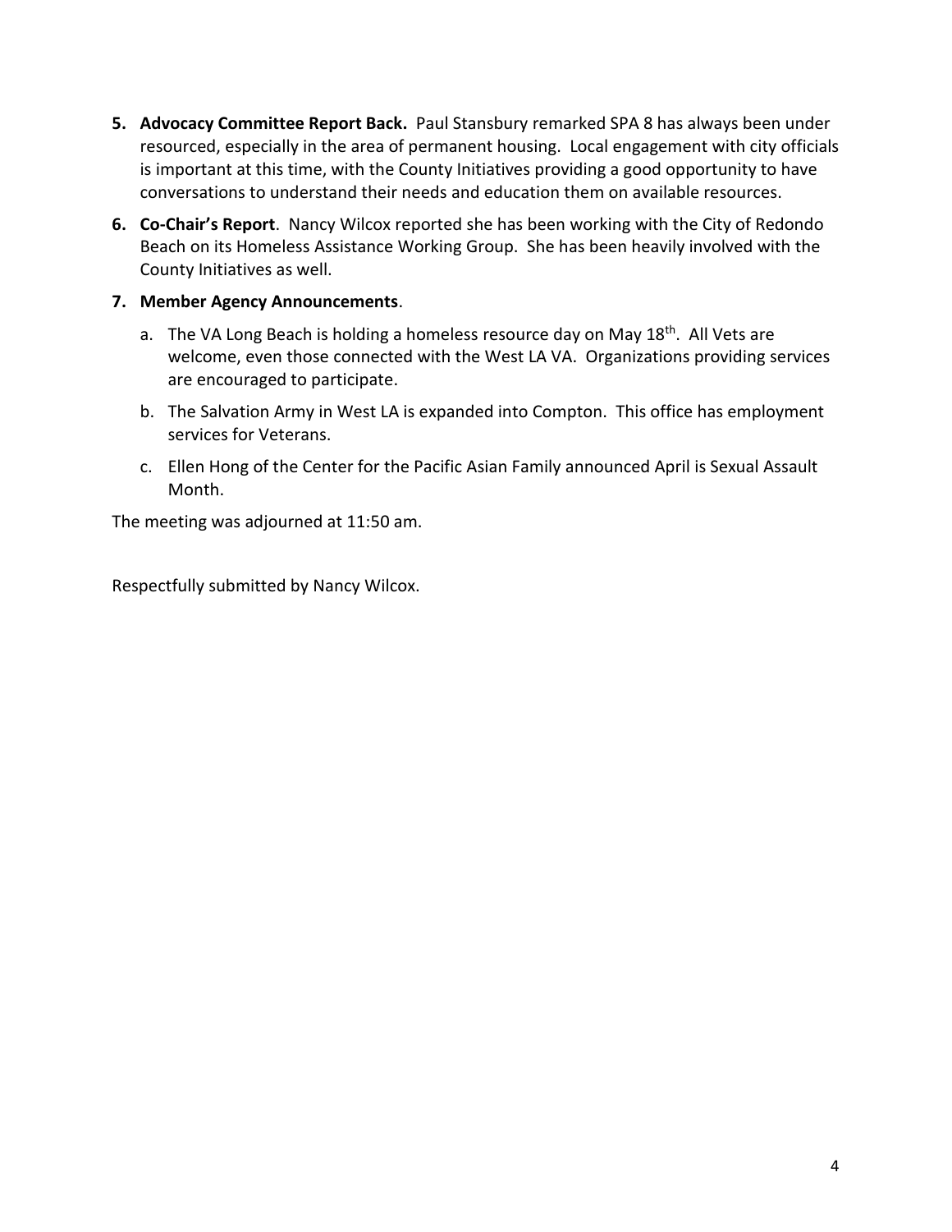5. **Advocacy Committee Report Back.** Paul Stansbury remarked SPA 8 has always been under resourced, especially in the area of permanent housing. Local engagement with city officials is important at this time, with the County Initiatives providing a good opportunity to have conversations to understand their needs and education them on available resources.

6. **Co-Chair's Report**. Nancy Wilcox reported she has been working with the City of Redondo Beach on its Homeless Assistance Working Group. She has been heavily involved with the County Initiatives as well.

7. **Member Agency Announcements**.

   a. The VA Long Beach is holding a homeless resource day on May 18th. All Vets are welcome, even those connected with the West LA VA. Organizations providing services are encouraged to participate.

   b. The Salvation Army in West LA is expanded into Compton. This office has employment services for Veterans.

   c. Ellen Hong of the Center for the Pacific Asian Family announced April is Sexual Assault Month.

The meeting was adjourned at 11:50 am.

Respectfully submitted by Nancy Wilcox.